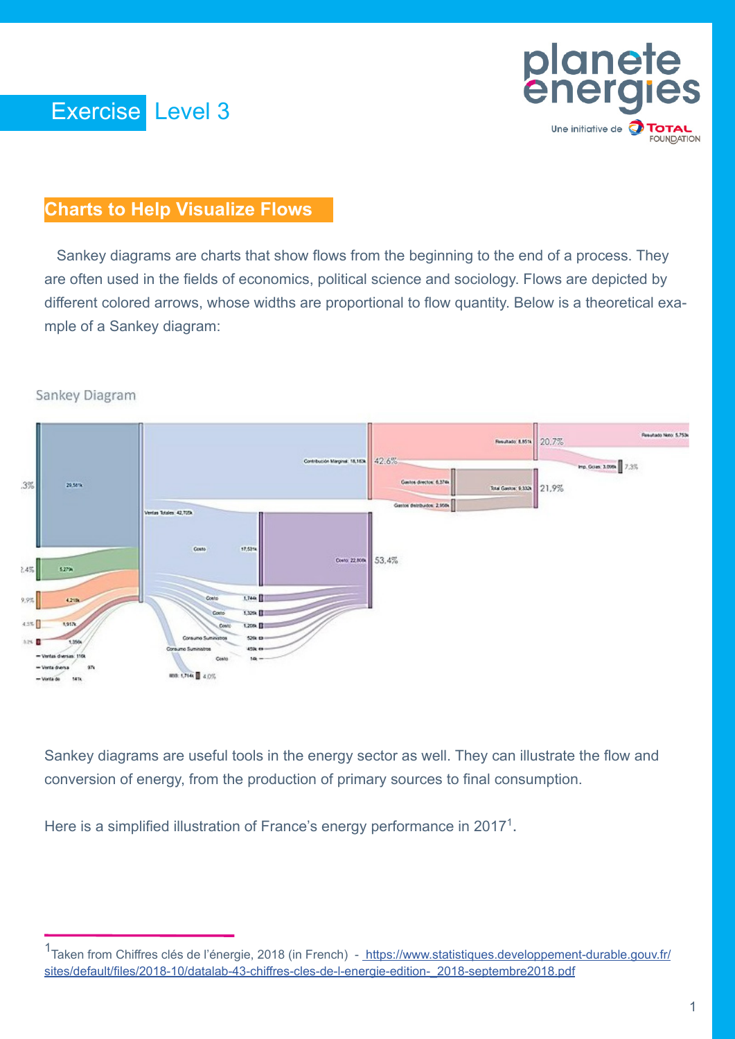Exercise Level 3

## Charts to Help Visualize Flows

Sankey diagrams are charts that show flows from the beginning to the end of a process. They are often used in the fields of economics, political science and sociology. Flows are depicted by different colored arrows, whose widths are proportional to flow quantity. Below is a theoretical example of a Sankey diagram:

Sankey Diagram

Sankey diagrams are useful tools in the energy sector as well. They can illustrate the flow and conversion of energy, from the production of primary sources to final consumption.

Here is a simplified illustration of France's energy performance in 2017[1].

[1] Taken from Chiffres clés de l'énergie, 2018 (in French) - https://www.statistiques.developpement-durable.gouv.fr/sites/default/files/2018-10/datalab-43-chiffres-cles-de-l-energie-edition-_2018-septembre2018.pdf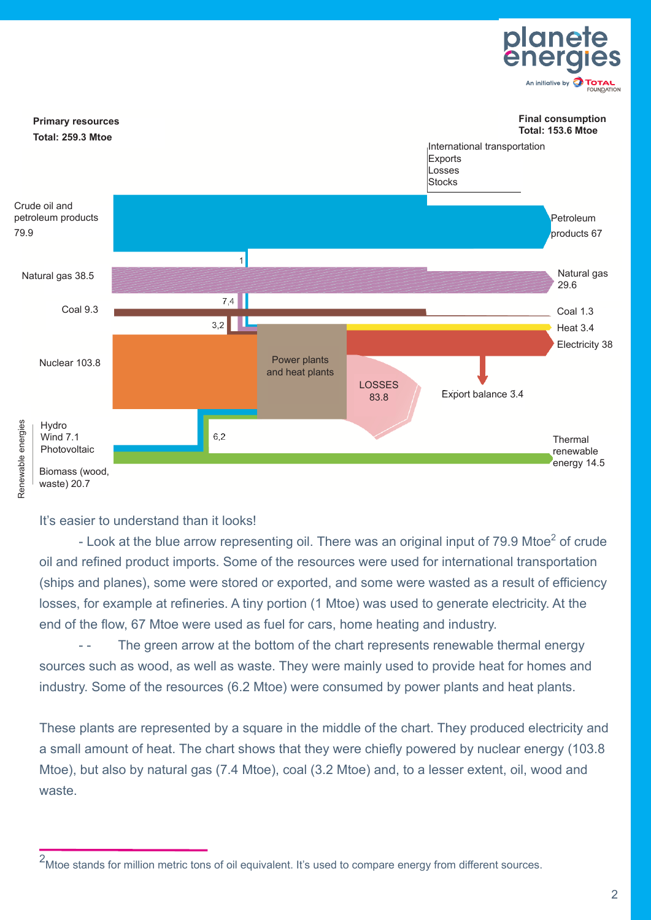**Primary resources**
**Total: 259.3 Mtoe**

**Final consumption**
**Total: 153.6 Mtoe**

International transportation
Exports
Losses
Stocks

Crude oil and petroleum products 79.9

Petroleum products 67

1

Natural gas 38.5

Natural gas 29.6

7,4

Coal 9.3

Coal 1.3

3,2

Heat 3.4

Electricity 38

Nuclear 103.8

Power plants and heat plants

LOSSES 83.8

Export balance 3.4

Renewable energies

Hydro
Wind 7.1
Photovoltaic

6,2

Thermal renewable energy 14.5

Biomass (wood, waste) 20.7

It's easier to understand than it looks!

- Look at the blue arrow representing oil. There was an original input of 79.9 Mtoe[2] of crude oil and refined product imports. Some of the resources were used for international transportation (ships and planes), some were stored or exported, and some were wasted as a result of efficiency losses, for example at refineries. A tiny portion (1 Mtoe) was used to generate electricity. At the end of the flow, 67 Mtoe were used as fuel for cars, home heating and industry.

- The green arrow at the bottom of the chart represents renewable thermal energy sources such as wood, as well as waste. They were mainly used to provide heat for homes and industry. Some of the resources (6.2 Mtoe) were consumed by power plants and heat plants.

These plants are represented by a square in the middle of the chart. They produced electricity and a small amount of heat. The chart shows that they were chiefly powered by nuclear energy (103.8 Mtoe), but also by natural gas (7.4 Mtoe), coal (3.2 Mtoe) and, to a lesser extent, oil, wood and waste.

[2] Mtoe stands for million metric tons of oil equivalent. It's used to compare energy from different sources.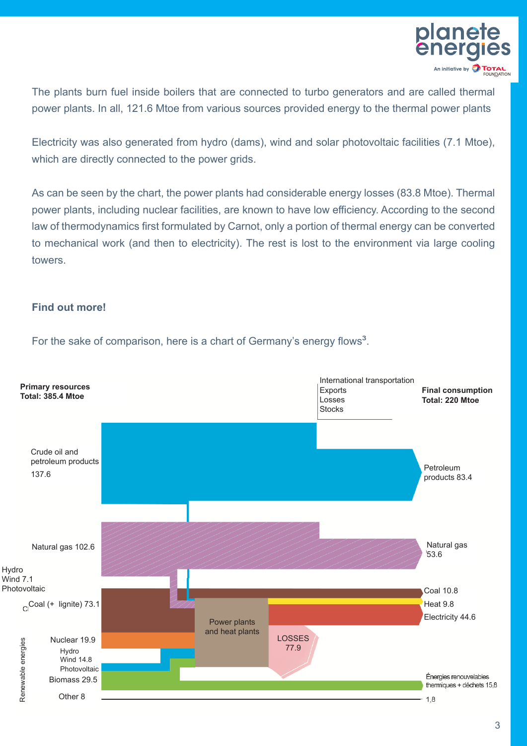The plants burn fuel inside boilers that are connected to turbo generators and are called thermal power plants. In all, 121.6 Mtoe from various sources provided energy to the thermal power plants

Electricity was also generated from hydro (dams), wind and solar photovoltaic facilities (7.1 Mtoe), which are directly connected to the power grids.

As can be seen by the chart, the power plants had considerable energy losses (83.8 Mtoe). Thermal power plants, including nuclear facilities, are known to have low efficiency. According to the second law of thermodynamics first formulated by Carnot, only a portion of thermal energy can be converted to mechanical work (and then to electricity). The rest is lost to the environment via large cooling towers.

### Find out more!

For the sake of comparison, here is a chart of Germany's energy flows[3].

**Primary resources**
**Total: 385.4 Mtoe**

International transportation
Exports
Losses
Stocks

**Final consumption**
**Total: 220 Mtoe**

Crude oil and petroleum products 137.6

Petroleum products 83.4

Natural gas 102.6

Natural gas 53.6

Hydro
Wind 7.1
Photovoltaic

Coal (+ lignite) 73.1

Coal 10.8

Heat 9.8

Electricity 44.6

Power plants and heat plants

LOSSES 77.9

Renewable energies

Nuclear 19.9

Hydro
Wind 14.8
Photovoltaic

Biomass 29.5

Énergies renouvelables thermiques + déchets 15,8

Other 8

1,8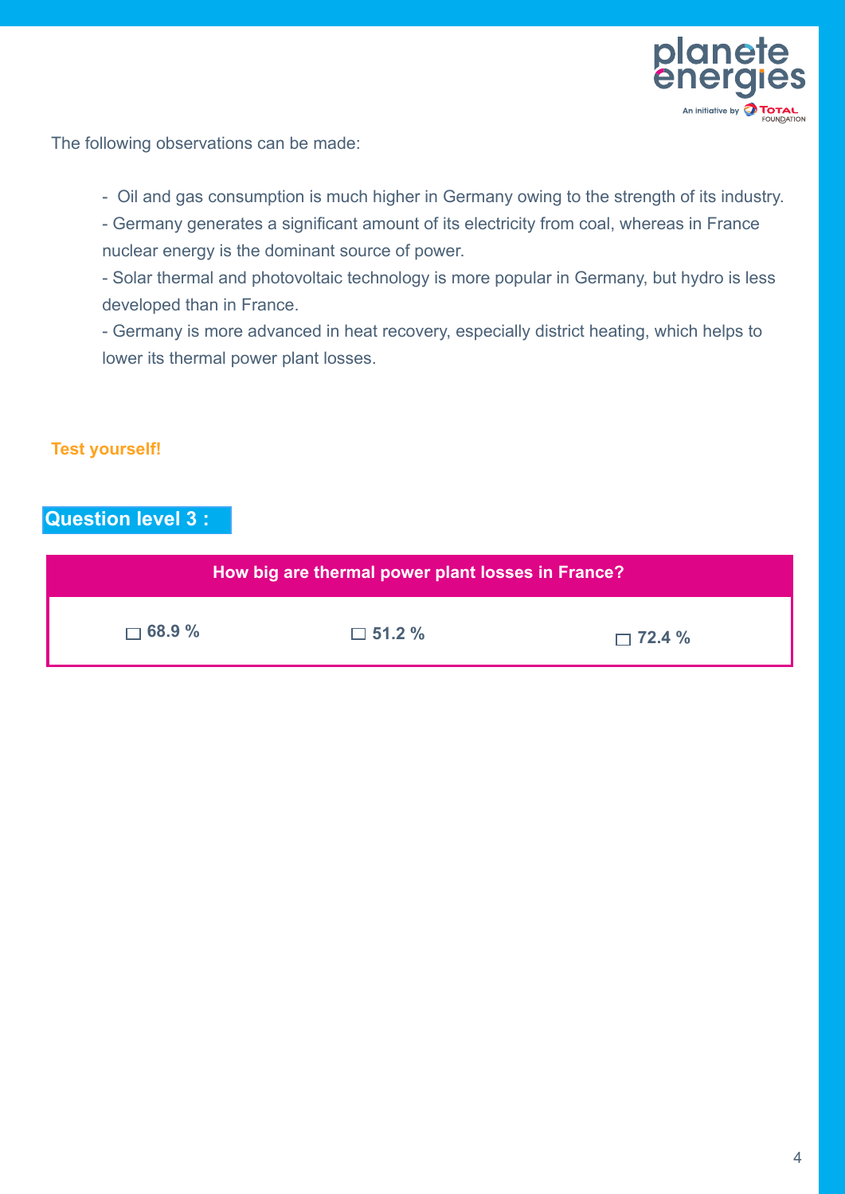The following observations can be made:

- Oil and gas consumption is much higher in Germany owing to the strength of its industry.
- Germany generates a significant amount of its electricity from coal, whereas in France nuclear energy is the dominant source of power.
- Solar thermal and photovoltaic technology is more popular in Germany, but hydro is less developed than in France.
- Germany is more advanced in heat recovery, especially district heating, which helps to lower its thermal power plant losses.

**Test yourself!**

## Question level 3 :

| How big are thermal power plant losses in France? | | |
|---|---|---|
| ☐ **68.9 %** | ☐ **51.2 %** | ☐ **72.4 %** |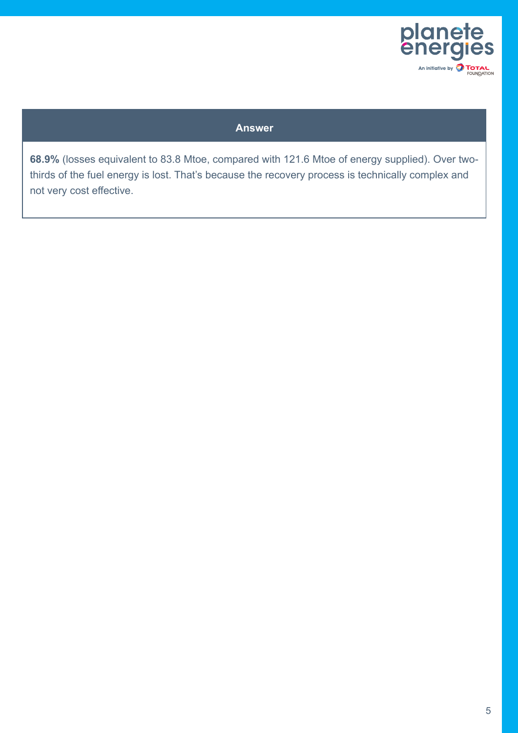**Answer**

**68.9%** (losses equivalent to 83.8 Mtoe, compared with 121.6 Mtoe of energy supplied). Over two-thirds of the fuel energy is lost. That's because the recovery process is technically complex and not very cost effective.